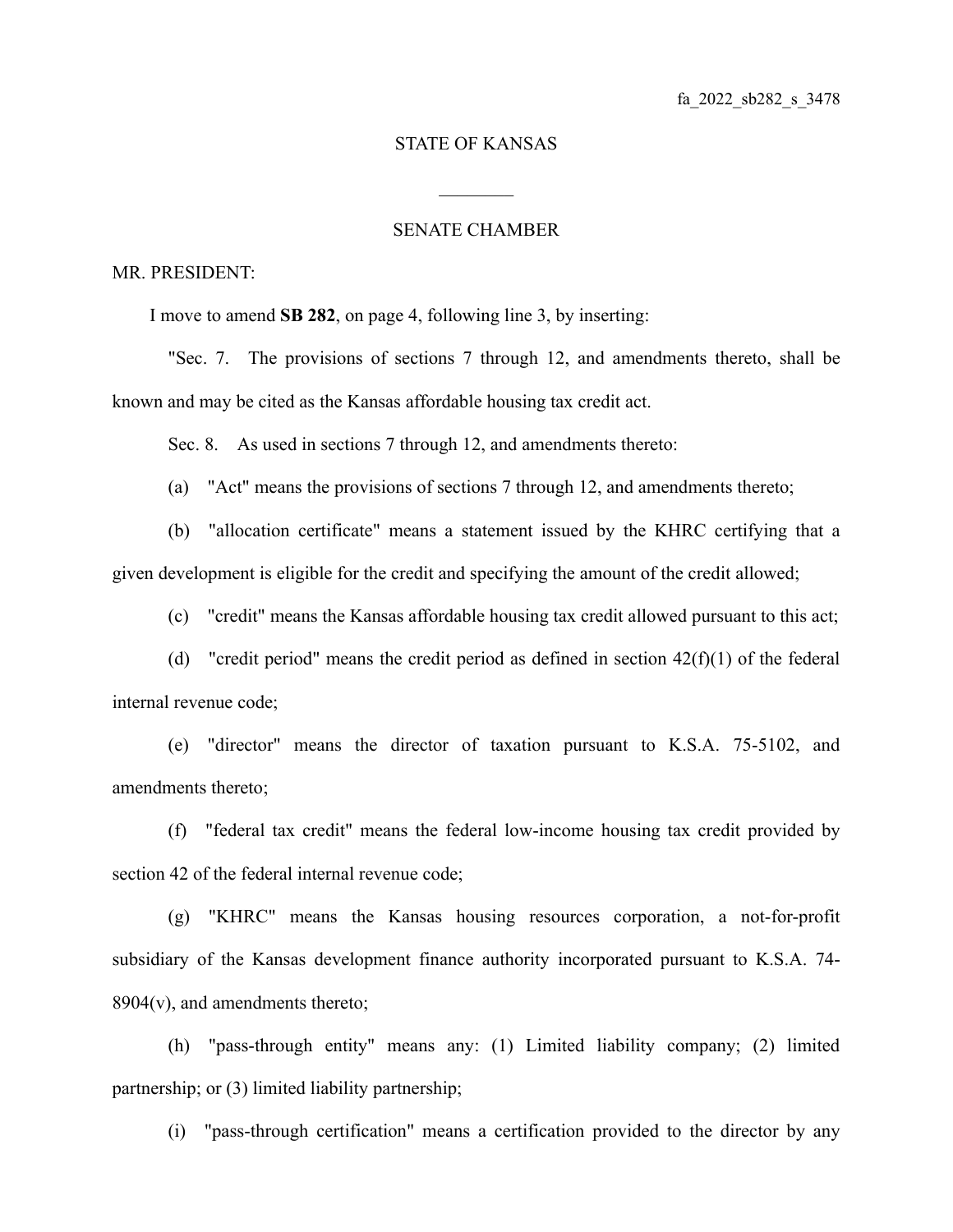fa_2022_sb282_s_3478

STATE OF KANSAS

________

SENATE CHAMBER

MR. PRESIDENT:

I move to amend **SB 282**, on page 4, following line 3, by inserting:

"Sec. 7. The provisions of sections 7 through 12, and amendments thereto, shall be known and may be cited as the Kansas affordable housing tax credit act.

Sec. 8. As used in sections 7 through 12, and amendments thereto:

(a) "Act" means the provisions of sections 7 through 12, and amendments thereto;

(b) "allocation certificate" means a statement issued by the KHRC certifying that a given development is eligible for the credit and specifying the amount of the credit allowed;

(c) "credit" means the Kansas affordable housing tax credit allowed pursuant to this act;

(d) "credit period" means the credit period as defined in section 42(f)(1) of the federal internal revenue code;

(e) "director" means the director of taxation pursuant to K.S.A. 75-5102, and amendments thereto;

(f) "federal tax credit" means the federal low-income housing tax credit provided by section 42 of the federal internal revenue code;

(g) "KHRC" means the Kansas housing resources corporation, a not-for-profit subsidiary of the Kansas development finance authority incorporated pursuant to K.S.A. 74-8904(v), and amendments thereto;

(h) "pass-through entity" means any: (1) Limited liability company; (2) limited partnership; or (3) limited liability partnership;

(i) "pass-through certification" means a certification provided to the director by any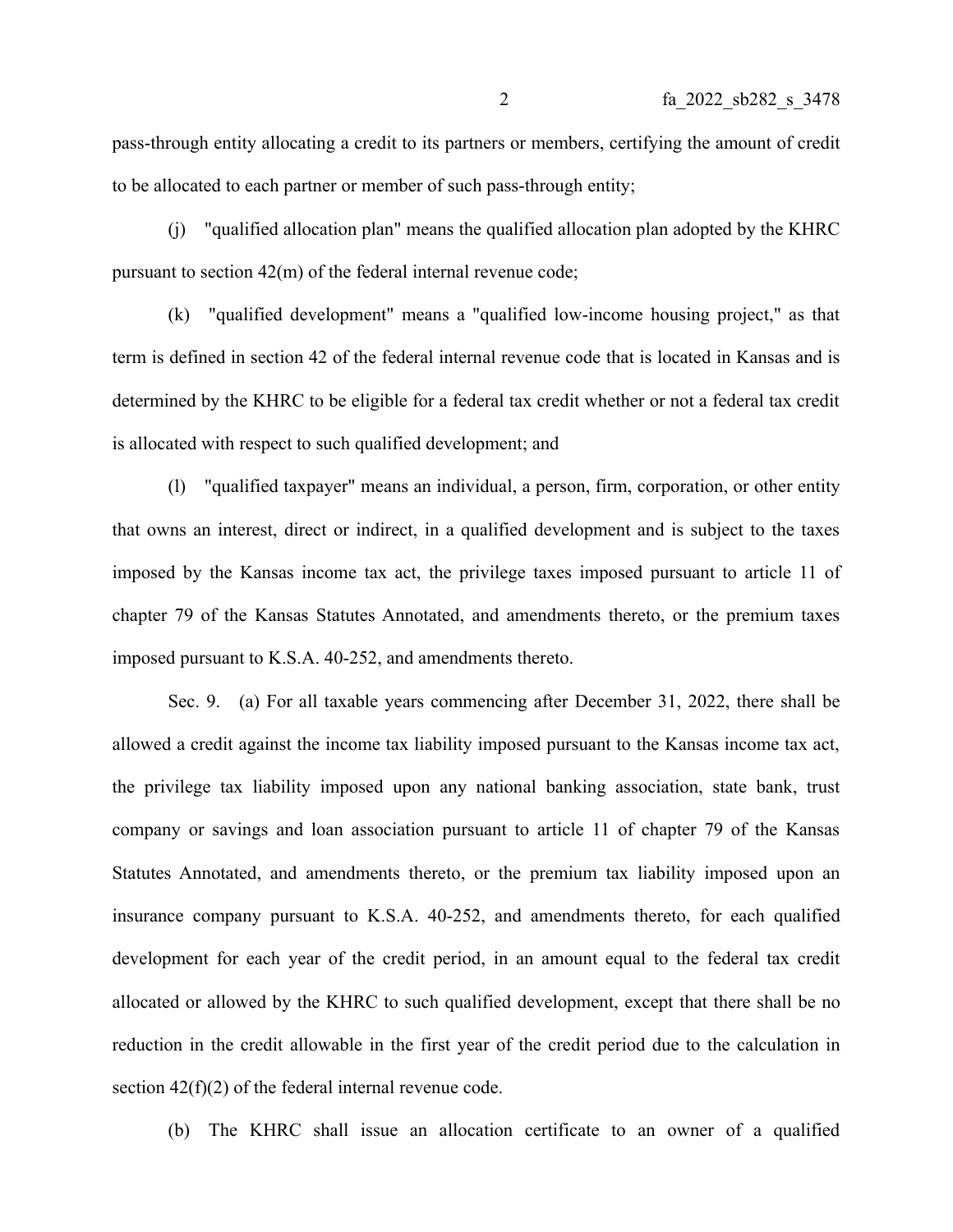pass-through entity allocating a credit to its partners or members, certifying the amount of credit to be allocated to each partner or member of such pass-through entity;

(j) "qualified allocation plan" means the qualified allocation plan adopted by the KHRC pursuant to section 42(m) of the federal internal revenue code;

(k) "qualified development" means a "qualified low-income housing project," as that term is defined in section 42 of the federal internal revenue code that is located in Kansas and is determined by the KHRC to be eligible for a federal tax credit whether or not a federal tax credit is allocated with respect to such qualified development; and

(l) "qualified taxpayer" means an individual, a person, firm, corporation, or other entity that owns an interest, direct or indirect, in a qualified development and is subject to the taxes imposed by the Kansas income tax act, the privilege taxes imposed pursuant to article 11 of chapter 79 of the Kansas Statutes Annotated, and amendments thereto, or the premium taxes imposed pursuant to K.S.A. 40-252, and amendments thereto.

Sec. 9. (a) For all taxable years commencing after December 31, 2022, there shall be allowed a credit against the income tax liability imposed pursuant to the Kansas income tax act, the privilege tax liability imposed upon any national banking association, state bank, trust company or savings and loan association pursuant to article 11 of chapter 79 of the Kansas Statutes Annotated, and amendments thereto, or the premium tax liability imposed upon an insurance company pursuant to K.S.A. 40-252, and amendments thereto, for each qualified development for each year of the credit period, in an amount equal to the federal tax credit allocated or allowed by the KHRC to such qualified development, except that there shall be no reduction in the credit allowable in the first year of the credit period due to the calculation in section 42(f)(2) of the federal internal revenue code.

(b) The KHRC shall issue an allocation certificate to an owner of a qualified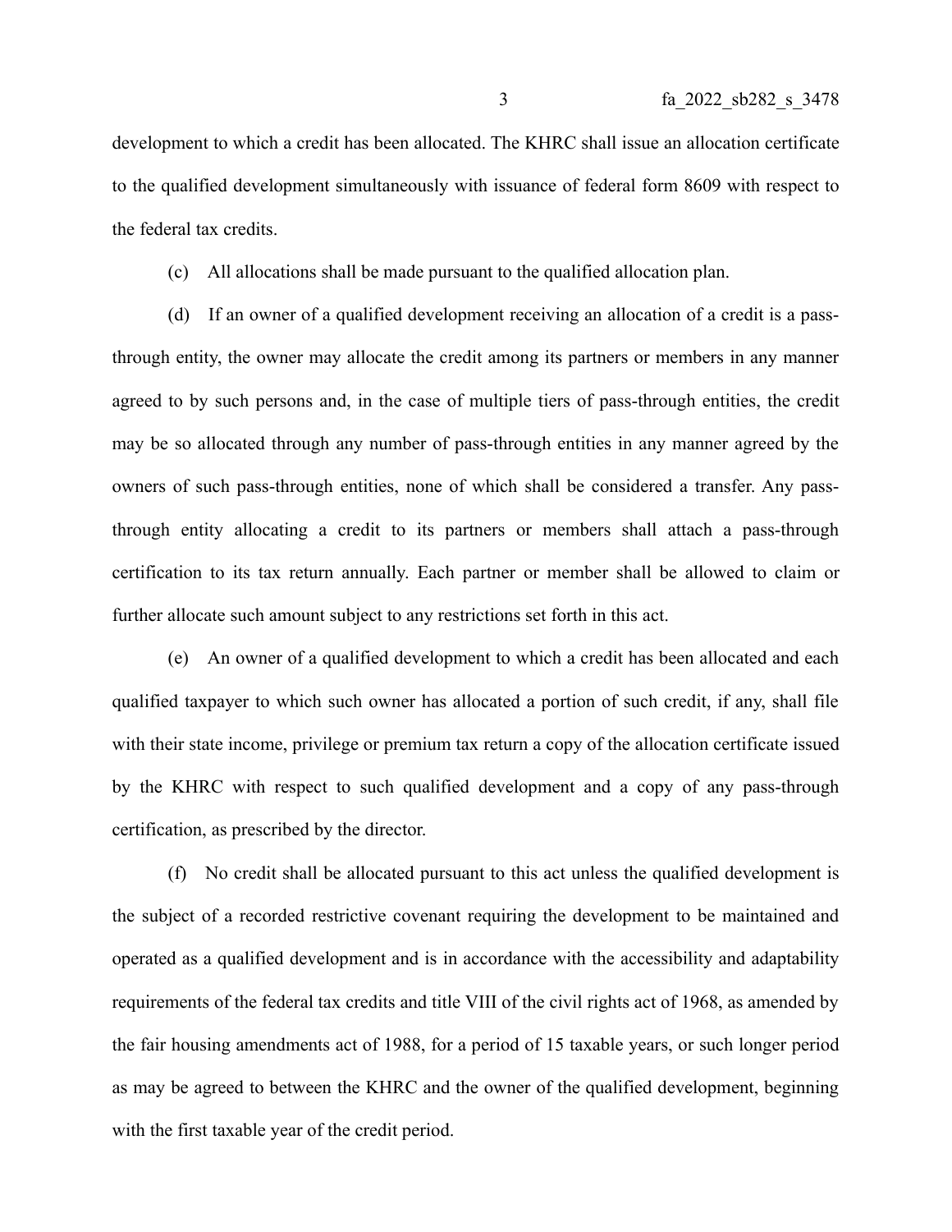development to which a credit has been allocated. The KHRC shall issue an allocation certificate to the qualified development simultaneously with issuance of federal form 8609 with respect to the federal tax credits.

(c) All allocations shall be made pursuant to the qualified allocation plan.

(d) If an owner of a qualified development receiving an allocation of a credit is a pass-through entity, the owner may allocate the credit among its partners or members in any manner agreed to by such persons and, in the case of multiple tiers of pass-through entities, the credit may be so allocated through any number of pass-through entities in any manner agreed by the owners of such pass-through entities, none of which shall be considered a transfer. Any pass-through entity allocating a credit to its partners or members shall attach a pass-through certification to its tax return annually. Each partner or member shall be allowed to claim or further allocate such amount subject to any restrictions set forth in this act.

(e) An owner of a qualified development to which a credit has been allocated and each qualified taxpayer to which such owner has allocated a portion of such credit, if any, shall file with their state income, privilege or premium tax return a copy of the allocation certificate issued by the KHRC with respect to such qualified development and a copy of any pass-through certification, as prescribed by the director.

(f) No credit shall be allocated pursuant to this act unless the qualified development is the subject of a recorded restrictive covenant requiring the development to be maintained and operated as a qualified development and is in accordance with the accessibility and adaptability requirements of the federal tax credits and title VIII of the civil rights act of 1968, as amended by the fair housing amendments act of 1988, for a period of 15 taxable years, or such longer period as may be agreed to between the KHRC and the owner of the qualified development, beginning with the first taxable year of the credit period.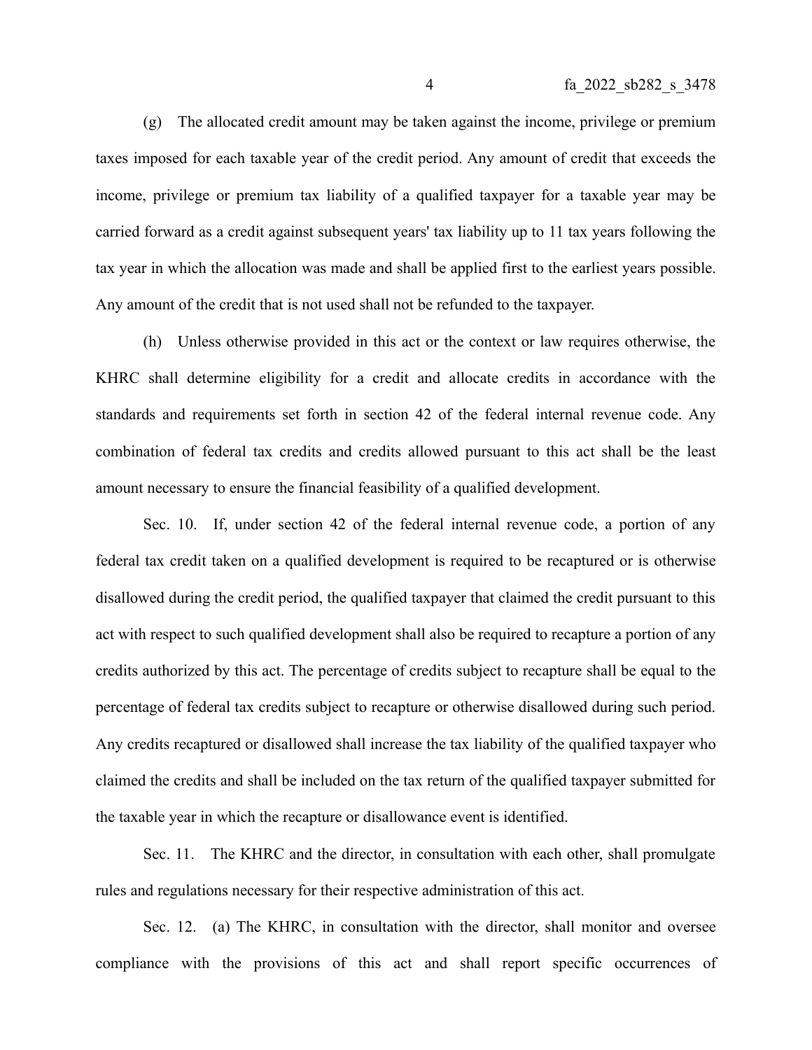(g) The allocated credit amount may be taken against the income, privilege or premium taxes imposed for each taxable year of the credit period. Any amount of credit that exceeds the income, privilege or premium tax liability of a qualified taxpayer for a taxable year may be carried forward as a credit against subsequent years' tax liability up to 11 tax years following the tax year in which the allocation was made and shall be applied first to the earliest years possible. Any amount of the credit that is not used shall not be refunded to the taxpayer.

(h) Unless otherwise provided in this act or the context or law requires otherwise, the KHRC shall determine eligibility for a credit and allocate credits in accordance with the standards and requirements set forth in section 42 of the federal internal revenue code. Any combination of federal tax credits and credits allowed pursuant to this act shall be the least amount necessary to ensure the financial feasibility of a qualified development.

Sec. 10. If, under section 42 of the federal internal revenue code, a portion of any federal tax credit taken on a qualified development is required to be recaptured or is otherwise disallowed during the credit period, the qualified taxpayer that claimed the credit pursuant to this act with respect to such qualified development shall also be required to recapture a portion of any credits authorized by this act. The percentage of credits subject to recapture shall be equal to the percentage of federal tax credits subject to recapture or otherwise disallowed during such period. Any credits recaptured or disallowed shall increase the tax liability of the qualified taxpayer who claimed the credits and shall be included on the tax return of the qualified taxpayer submitted for the taxable year in which the recapture or disallowance event is identified.

Sec. 11. The KHRC and the director, in consultation with each other, shall promulgate rules and regulations necessary for their respective administration of this act.

Sec. 12. (a) The KHRC, in consultation with the director, shall monitor and oversee compliance with the provisions of this act and shall report specific occurrences of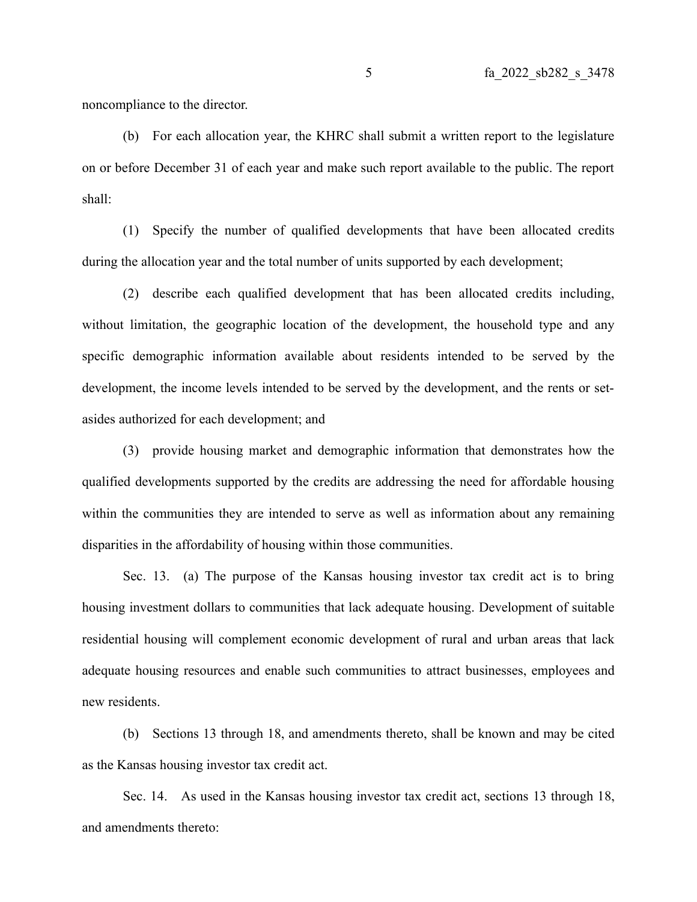noncompliance to the director.

(b) For each allocation year, the KHRC shall submit a written report to the legislature on or before December 31 of each year and make such report available to the public. The report shall:

(1) Specify the number of qualified developments that have been allocated credits during the allocation year and the total number of units supported by each development;

(2) describe each qualified development that has been allocated credits including, without limitation, the geographic location of the development, the household type and any specific demographic information available about residents intended to be served by the development, the income levels intended to be served by the development, and the rents or set-asides authorized for each development; and

(3) provide housing market and demographic information that demonstrates how the qualified developments supported by the credits are addressing the need for affordable housing within the communities they are intended to serve as well as information about any remaining disparities in the affordability of housing within those communities.

Sec. 13. (a) The purpose of the Kansas housing investor tax credit act is to bring housing investment dollars to communities that lack adequate housing. Development of suitable residential housing will complement economic development of rural and urban areas that lack adequate housing resources and enable such communities to attract businesses, employees and new residents.

(b) Sections 13 through 18, and amendments thereto, shall be known and may be cited as the Kansas housing investor tax credit act.

Sec. 14. As used in the Kansas housing investor tax credit act, sections 13 through 18, and amendments thereto: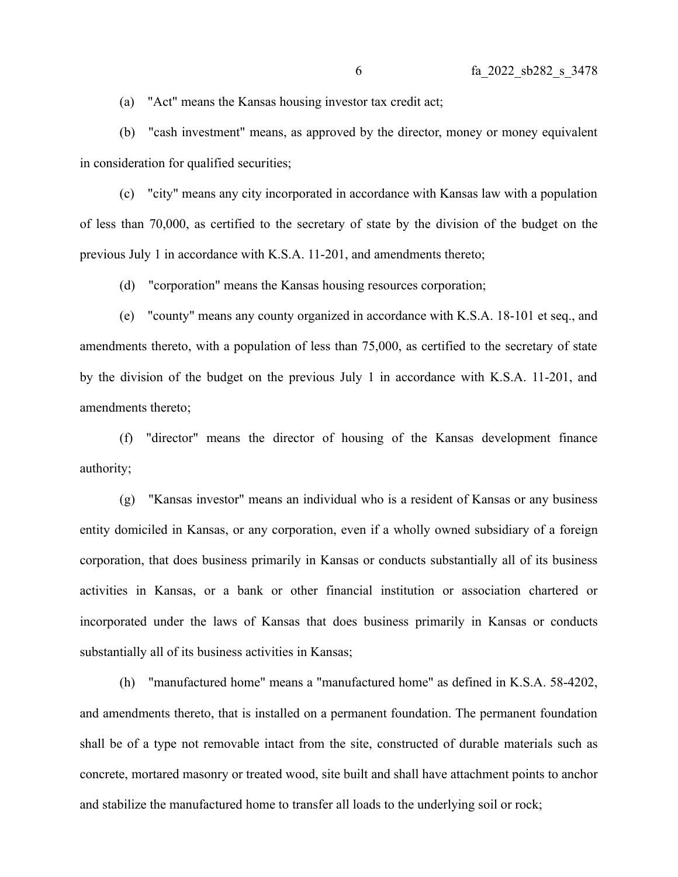(a) "Act" means the Kansas housing investor tax credit act;

(b) "cash investment" means, as approved by the director, money or money equivalent in consideration for qualified securities;

(c) "city" means any city incorporated in accordance with Kansas law with a population of less than 70,000, as certified to the secretary of state by the division of the budget on the previous July 1 in accordance with K.S.A. 11-201, and amendments thereto;

(d) "corporation" means the Kansas housing resources corporation;

(e) "county" means any county organized in accordance with K.S.A. 18-101 et seq., and amendments thereto, with a population of less than 75,000, as certified to the secretary of state by the division of the budget on the previous July 1 in accordance with K.S.A. 11-201, and amendments thereto;

(f) "director" means the director of housing of the Kansas development finance authority;

(g) "Kansas investor" means an individual who is a resident of Kansas or any business entity domiciled in Kansas, or any corporation, even if a wholly owned subsidiary of a foreign corporation, that does business primarily in Kansas or conducts substantially all of its business activities in Kansas, or a bank or other financial institution or association chartered or incorporated under the laws of Kansas that does business primarily in Kansas or conducts substantially all of its business activities in Kansas;

(h) "manufactured home" means a "manufactured home" as defined in K.S.A. 58-4202, and amendments thereto, that is installed on a permanent foundation. The permanent foundation shall be of a type not removable intact from the site, constructed of durable materials such as concrete, mortared masonry or treated wood, site built and shall have attachment points to anchor and stabilize the manufactured home to transfer all loads to the underlying soil or rock;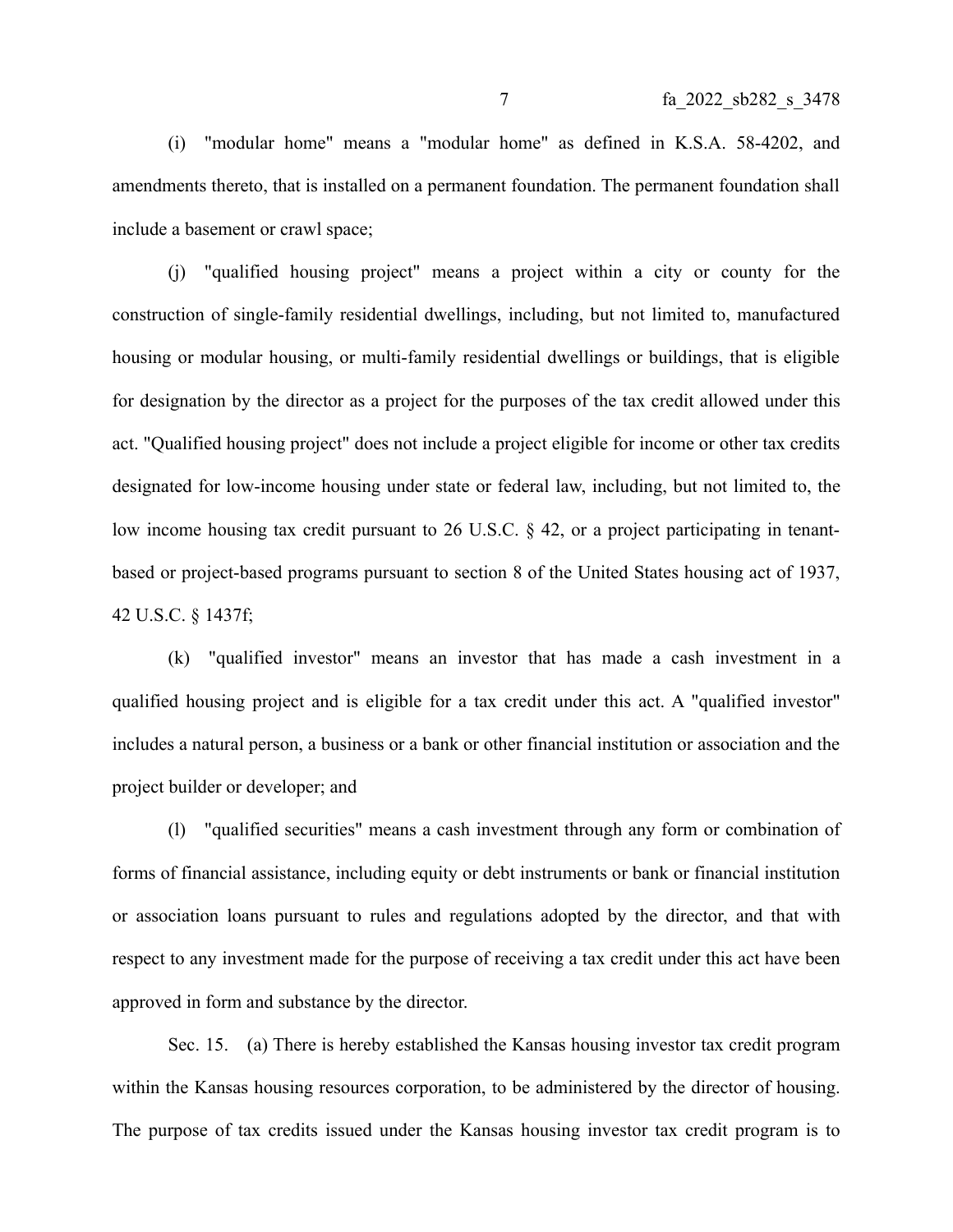(i) "modular home" means a "modular home" as defined in K.S.A. 58-4202, and amendments thereto, that is installed on a permanent foundation. The permanent foundation shall include a basement or crawl space;

(j) "qualified housing project" means a project within a city or county for the construction of single-family residential dwellings, including, but not limited to, manufactured housing or modular housing, or multi-family residential dwellings or buildings, that is eligible for designation by the director as a project for the purposes of the tax credit allowed under this act. "Qualified housing project" does not include a project eligible for income or other tax credits designated for low-income housing under state or federal law, including, but not limited to, the low income housing tax credit pursuant to 26 U.S.C. § 42, or a project participating in tenant-based or project-based programs pursuant to section 8 of the United States housing act of 1937, 42 U.S.C. § 1437f;

(k) "qualified investor" means an investor that has made a cash investment in a qualified housing project and is eligible for a tax credit under this act. A "qualified investor" includes a natural person, a business or a bank or other financial institution or association and the project builder or developer; and

(l) "qualified securities" means a cash investment through any form or combination of forms of financial assistance, including equity or debt instruments or bank or financial institution or association loans pursuant to rules and regulations adopted by the director, and that with respect to any investment made for the purpose of receiving a tax credit under this act have been approved in form and substance by the director.

Sec. 15. (a) There is hereby established the Kansas housing investor tax credit program within the Kansas housing resources corporation, to be administered by the director of housing. The purpose of tax credits issued under the Kansas housing investor tax credit program is to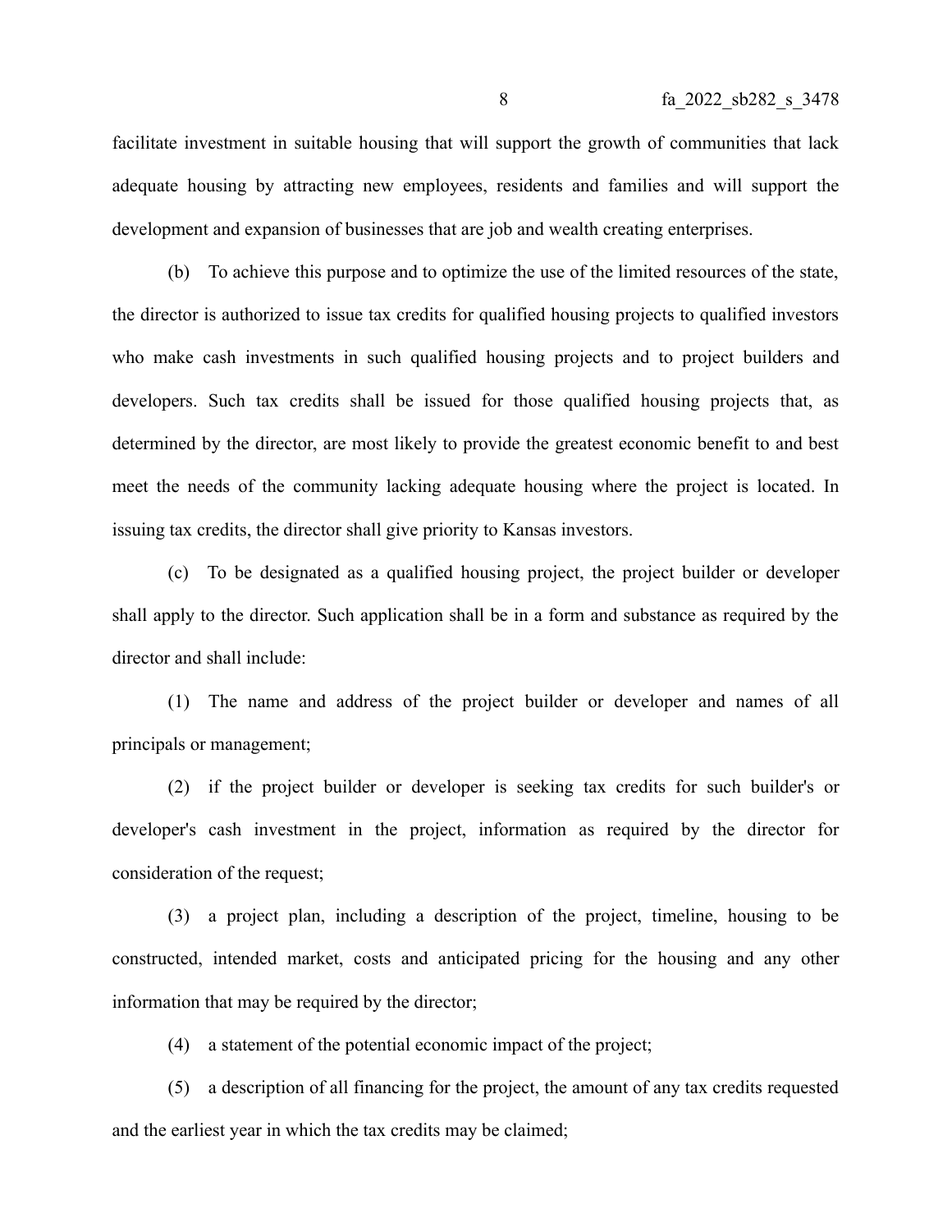facilitate investment in suitable housing that will support the growth of communities that lack adequate housing by attracting new employees, residents and families and will support the development and expansion of businesses that are job and wealth creating enterprises.

(b) To achieve this purpose and to optimize the use of the limited resources of the state, the director is authorized to issue tax credits for qualified housing projects to qualified investors who make cash investments in such qualified housing projects and to project builders and developers. Such tax credits shall be issued for those qualified housing projects that, as determined by the director, are most likely to provide the greatest economic benefit to and best meet the needs of the community lacking adequate housing where the project is located. In issuing tax credits, the director shall give priority to Kansas investors.

(c) To be designated as a qualified housing project, the project builder or developer shall apply to the director. Such application shall be in a form and substance as required by the director and shall include:

(1) The name and address of the project builder or developer and names of all principals or management;

(2) if the project builder or developer is seeking tax credits for such builder's or developer's cash investment in the project, information as required by the director for consideration of the request;

(3) a project plan, including a description of the project, timeline, housing to be constructed, intended market, costs and anticipated pricing for the housing and any other information that may be required by the director;

(4) a statement of the potential economic impact of the project;

(5) a description of all financing for the project, the amount of any tax credits requested and the earliest year in which the tax credits may be claimed;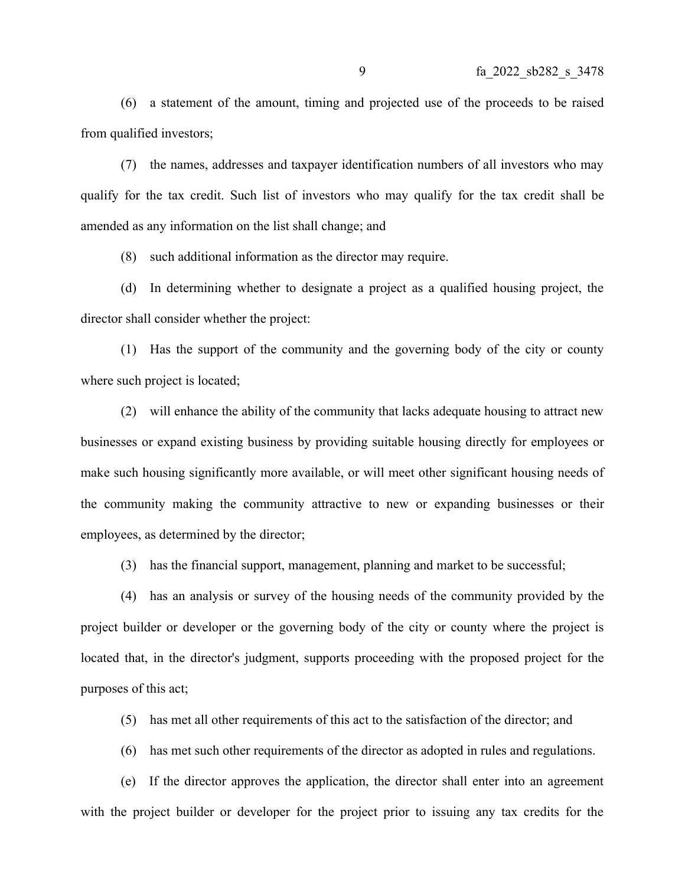(6) a statement of the amount, timing and projected use of the proceeds to be raised from qualified investors;

(7) the names, addresses and taxpayer identification numbers of all investors who may qualify for the tax credit. Such list of investors who may qualify for the tax credit shall be amended as any information on the list shall change; and

(8) such additional information as the director may require.

(d) In determining whether to designate a project as a qualified housing project, the director shall consider whether the project:

(1) Has the support of the community and the governing body of the city or county where such project is located;

(2) will enhance the ability of the community that lacks adequate housing to attract new businesses or expand existing business by providing suitable housing directly for employees or make such housing significantly more available, or will meet other significant housing needs of the community making the community attractive to new or expanding businesses or their employees, as determined by the director;

(3) has the financial support, management, planning and market to be successful;

(4) has an analysis or survey of the housing needs of the community provided by the project builder or developer or the governing body of the city or county where the project is located that, in the director's judgment, supports proceeding with the proposed project for the purposes of this act;

(5) has met all other requirements of this act to the satisfaction of the director; and

(6) has met such other requirements of the director as adopted in rules and regulations.

(e) If the director approves the application, the director shall enter into an agreement with the project builder or developer for the project prior to issuing any tax credits for the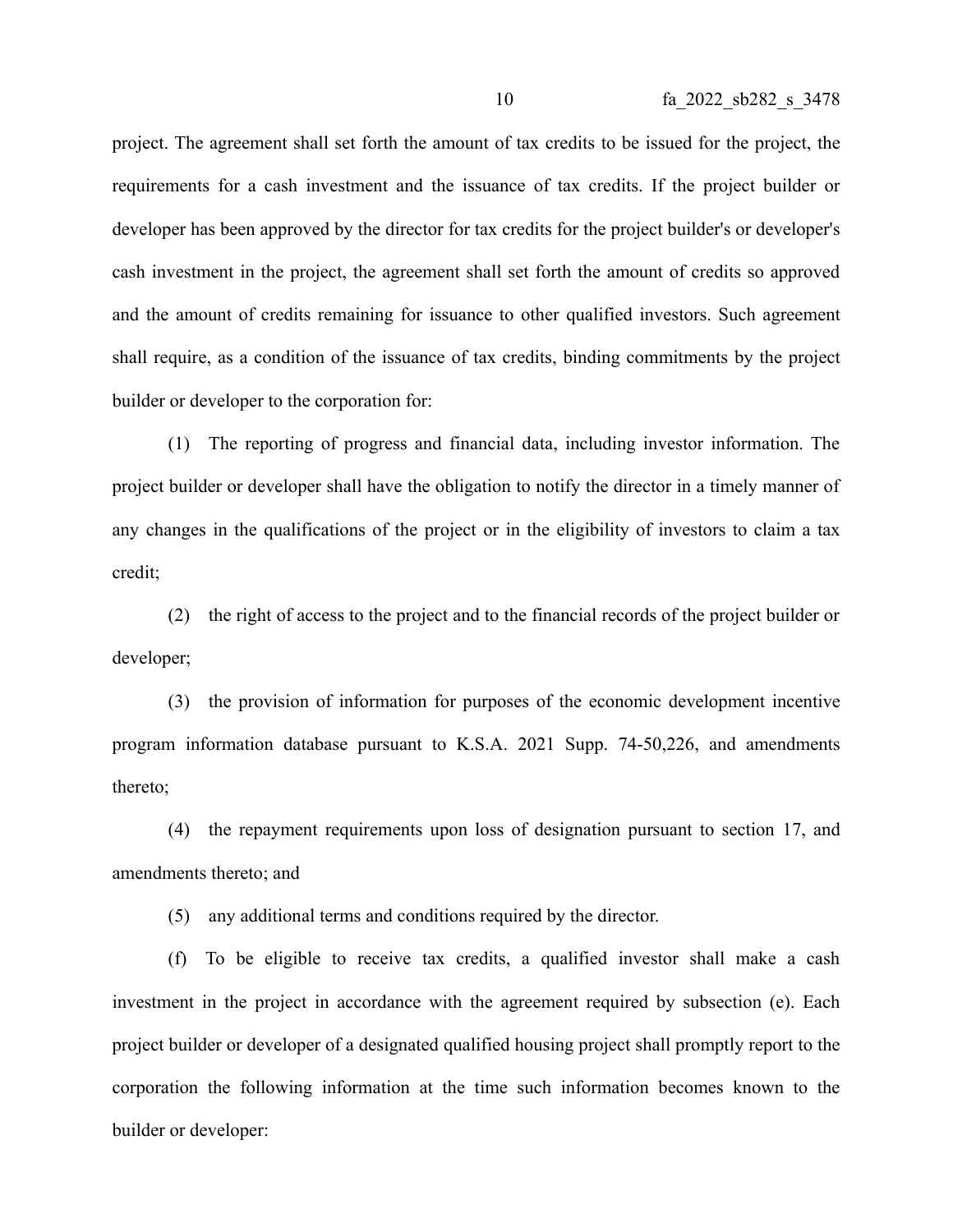project. The agreement shall set forth the amount of tax credits to be issued for the project, the requirements for a cash investment and the issuance of tax credits. If the project builder or developer has been approved by the director for tax credits for the project builder's or developer's cash investment in the project, the agreement shall set forth the amount of credits so approved and the amount of credits remaining for issuance to other qualified investors. Such agreement shall require, as a condition of the issuance of tax credits, binding commitments by the project builder or developer to the corporation for:

(1) The reporting of progress and financial data, including investor information. The project builder or developer shall have the obligation to notify the director in a timely manner of any changes in the qualifications of the project or in the eligibility of investors to claim a tax credit;

(2) the right of access to the project and to the financial records of the project builder or developer;

(3) the provision of information for purposes of the economic development incentive program information database pursuant to K.S.A. 2021 Supp. 74-50,226, and amendments thereto;

(4) the repayment requirements upon loss of designation pursuant to section 17, and amendments thereto; and

(5) any additional terms and conditions required by the director.

(f) To be eligible to receive tax credits, a qualified investor shall make a cash investment in the project in accordance with the agreement required by subsection (e). Each project builder or developer of a designated qualified housing project shall promptly report to the corporation the following information at the time such information becomes known to the builder or developer: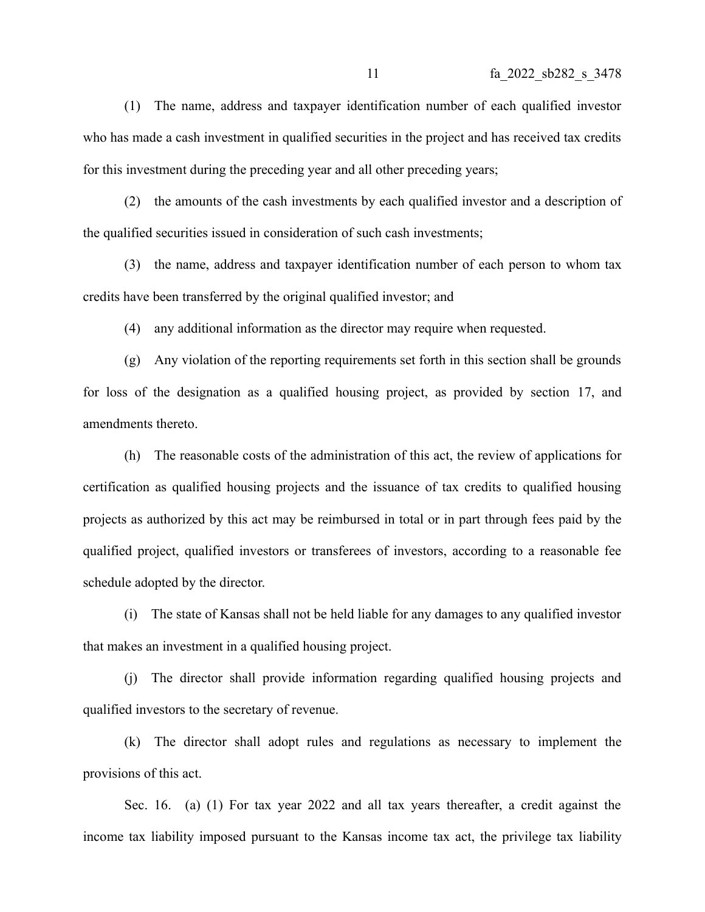(1) The name, address and taxpayer identification number of each qualified investor who has made a cash investment in qualified securities in the project and has received tax credits for this investment during the preceding year and all other preceding years;

(2) the amounts of the cash investments by each qualified investor and a description of the qualified securities issued in consideration of such cash investments;

(3) the name, address and taxpayer identification number of each person to whom tax credits have been transferred by the original qualified investor; and

(4) any additional information as the director may require when requested.

(g) Any violation of the reporting requirements set forth in this section shall be grounds for loss of the designation as a qualified housing project, as provided by section 17, and amendments thereto.

(h) The reasonable costs of the administration of this act, the review of applications for certification as qualified housing projects and the issuance of tax credits to qualified housing projects as authorized by this act may be reimbursed in total or in part through fees paid by the qualified project, qualified investors or transferees of investors, according to a reasonable fee schedule adopted by the director.

(i) The state of Kansas shall not be held liable for any damages to any qualified investor that makes an investment in a qualified housing project.

(j) The director shall provide information regarding qualified housing projects and qualified investors to the secretary of revenue.

(k) The director shall adopt rules and regulations as necessary to implement the provisions of this act.

Sec. 16. (a) (1) For tax year 2022 and all tax years thereafter, a credit against the income tax liability imposed pursuant to the Kansas income tax act, the privilege tax liability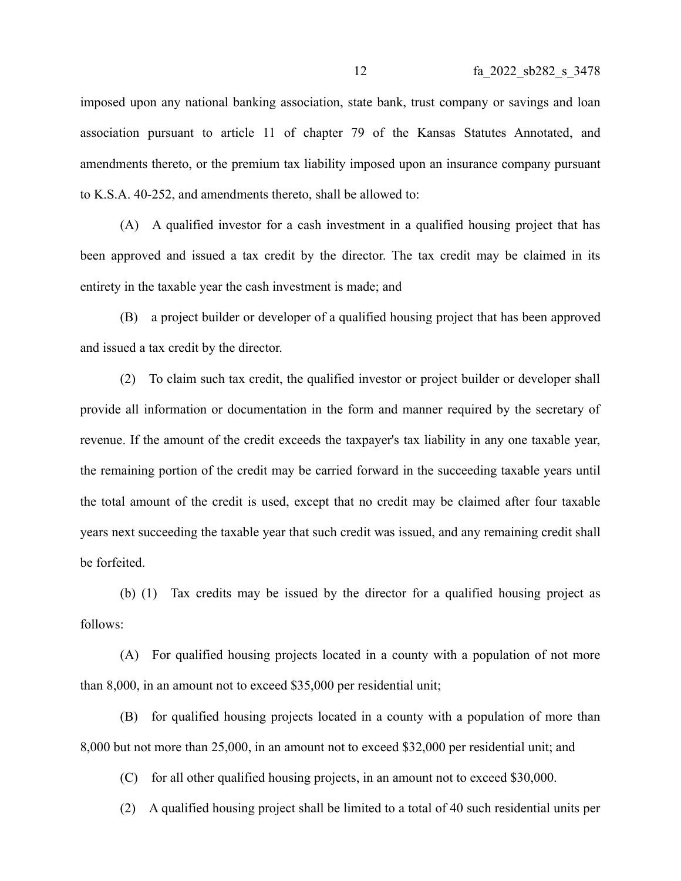imposed upon any national banking association, state bank, trust company or savings and loan association pursuant to article 11 of chapter 79 of the Kansas Statutes Annotated, and amendments thereto, or the premium tax liability imposed upon an insurance company pursuant to K.S.A. 40-252, and amendments thereto, shall be allowed to:

(A) A qualified investor for a cash investment in a qualified housing project that has been approved and issued a tax credit by the director. The tax credit may be claimed in its entirety in the taxable year the cash investment is made; and

(B) a project builder or developer of a qualified housing project that has been approved and issued a tax credit by the director.

(2) To claim such tax credit, the qualified investor or project builder or developer shall provide all information or documentation in the form and manner required by the secretary of revenue. If the amount of the credit exceeds the taxpayer's tax liability in any one taxable year, the remaining portion of the credit may be carried forward in the succeeding taxable years until the total amount of the credit is used, except that no credit may be claimed after four taxable years next succeeding the taxable year that such credit was issued, and any remaining credit shall be forfeited.

(b) (1) Tax credits may be issued by the director for a qualified housing project as follows:

(A) For qualified housing projects located in a county with a population of not more than 8,000, in an amount not to exceed $35,000 per residential unit;

(B) for qualified housing projects located in a county with a population of more than 8,000 but not more than 25,000, in an amount not to exceed $32,000 per residential unit; and

(C) for all other qualified housing projects, in an amount not to exceed $30,000.

(2) A qualified housing project shall be limited to a total of 40 such residential units per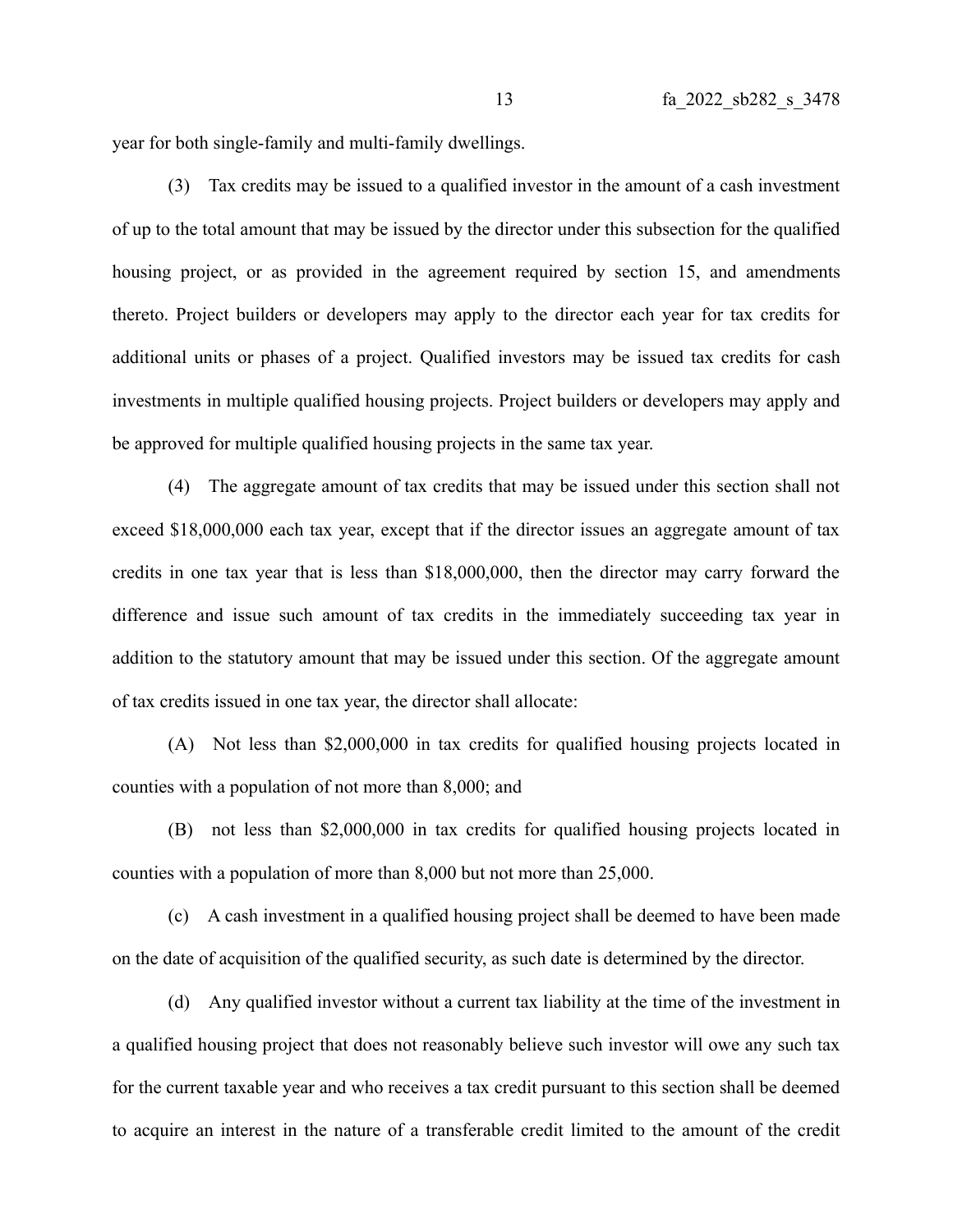year for both single-family and multi-family dwellings.

(3) Tax credits may be issued to a qualified investor in the amount of a cash investment of up to the total amount that may be issued by the director under this subsection for the qualified housing project, or as provided in the agreement required by section 15, and amendments thereto. Project builders or developers may apply to the director each year for tax credits for additional units or phases of a project. Qualified investors may be issued tax credits for cash investments in multiple qualified housing projects. Project builders or developers may apply and be approved for multiple qualified housing projects in the same tax year.

(4) The aggregate amount of tax credits that may be issued under this section shall not exceed $18,000,000 each tax year, except that if the director issues an aggregate amount of tax credits in one tax year that is less than $18,000,000, then the director may carry forward the difference and issue such amount of tax credits in the immediately succeeding tax year in addition to the statutory amount that may be issued under this section. Of the aggregate amount of tax credits issued in one tax year, the director shall allocate:

(A) Not less than $2,000,000 in tax credits for qualified housing projects located in counties with a population of not more than 8,000; and

(B) not less than $2,000,000 in tax credits for qualified housing projects located in counties with a population of more than 8,000 but not more than 25,000.

(c) A cash investment in a qualified housing project shall be deemed to have been made on the date of acquisition of the qualified security, as such date is determined by the director.

(d) Any qualified investor without a current tax liability at the time of the investment in a qualified housing project that does not reasonably believe such investor will owe any such tax for the current taxable year and who receives a tax credit pursuant to this section shall be deemed to acquire an interest in the nature of a transferable credit limited to the amount of the credit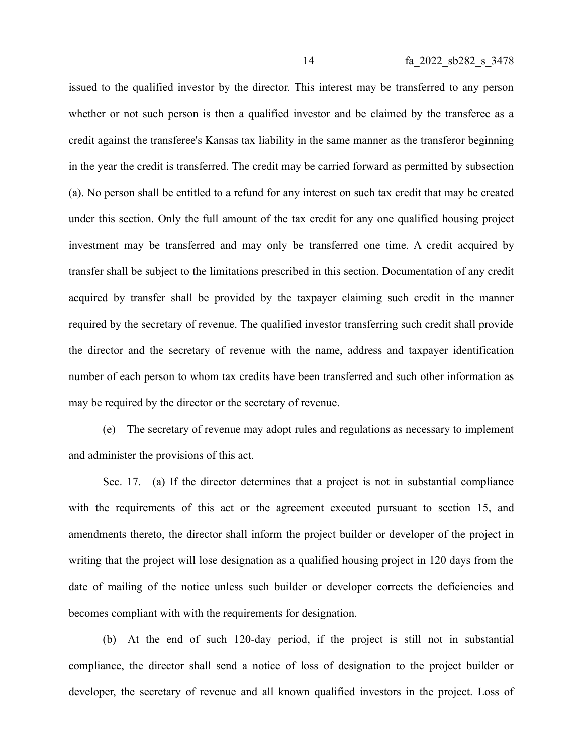issued to the qualified investor by the director. This interest may be transferred to any person whether or not such person is then a qualified investor and be claimed by the transferee as a credit against the transferee's Kansas tax liability in the same manner as the transferor beginning in the year the credit is transferred. The credit may be carried forward as permitted by subsection (a). No person shall be entitled to a refund for any interest on such tax credit that may be created under this section. Only the full amount of the tax credit for any one qualified housing project investment may be transferred and may only be transferred one time. A credit acquired by transfer shall be subject to the limitations prescribed in this section. Documentation of any credit acquired by transfer shall be provided by the taxpayer claiming such credit in the manner required by the secretary of revenue. The qualified investor transferring such credit shall provide the director and the secretary of revenue with the name, address and taxpayer identification number of each person to whom tax credits have been transferred and such other information as may be required by the director or the secretary of revenue.

(e) The secretary of revenue may adopt rules and regulations as necessary to implement and administer the provisions of this act.

Sec. 17. (a) If the director determines that a project is not in substantial compliance with the requirements of this act or the agreement executed pursuant to section 15, and amendments thereto, the director shall inform the project builder or developer of the project in writing that the project will lose designation as a qualified housing project in 120 days from the date of mailing of the notice unless such builder or developer corrects the deficiencies and becomes compliant with with the requirements for designation.

(b) At the end of such 120-day period, if the project is still not in substantial compliance, the director shall send a notice of loss of designation to the project builder or developer, the secretary of revenue and all known qualified investors in the project. Loss of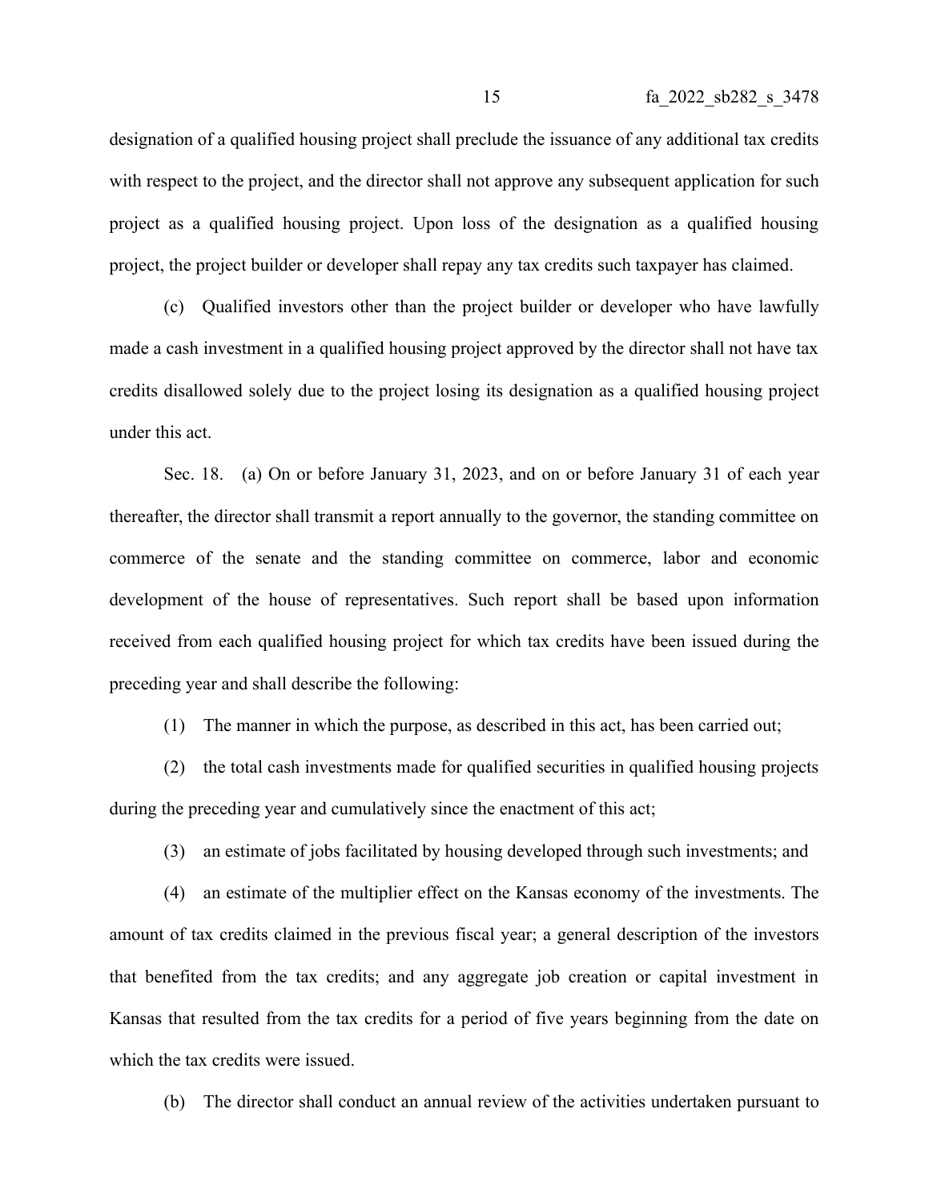designation of a qualified housing project shall preclude the issuance of any additional tax credits with respect to the project, and the director shall not approve any subsequent application for such project as a qualified housing project. Upon loss of the designation as a qualified housing project, the project builder or developer shall repay any tax credits such taxpayer has claimed.

(c) Qualified investors other than the project builder or developer who have lawfully made a cash investment in a qualified housing project approved by the director shall not have tax credits disallowed solely due to the project losing its designation as a qualified housing project under this act.

Sec. 18. (a) On or before January 31, 2023, and on or before January 31 of each year thereafter, the director shall transmit a report annually to the governor, the standing committee on commerce of the senate and the standing committee on commerce, labor and economic development of the house of representatives. Such report shall be based upon information received from each qualified housing project for which tax credits have been issued during the preceding year and shall describe the following:

(1) The manner in which the purpose, as described in this act, has been carried out;

(2) the total cash investments made for qualified securities in qualified housing projects during the preceding year and cumulatively since the enactment of this act;

(3) an estimate of jobs facilitated by housing developed through such investments; and

(4) an estimate of the multiplier effect on the Kansas economy of the investments. The amount of tax credits claimed in the previous fiscal year; a general description of the investors that benefited from the tax credits; and any aggregate job creation or capital investment in Kansas that resulted from the tax credits for a period of five years beginning from the date on which the tax credits were issued.

(b) The director shall conduct an annual review of the activities undertaken pursuant to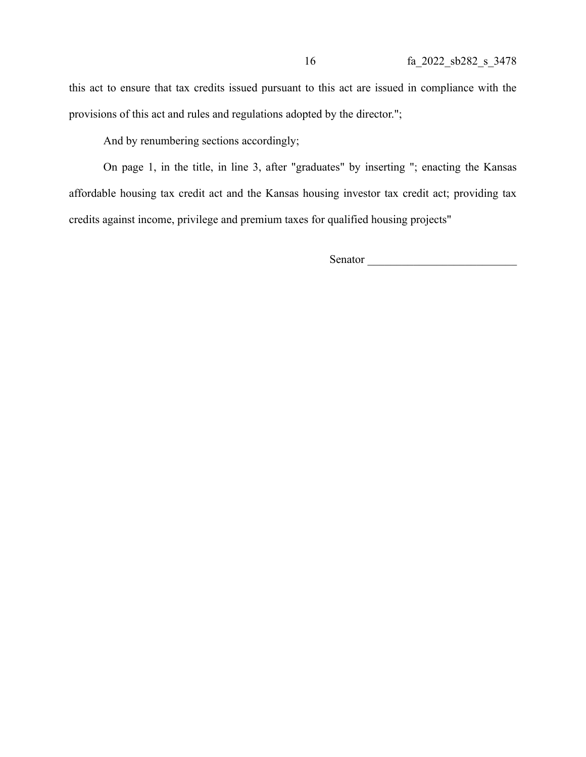this act to ensure that tax credits issued pursuant to this act are issued in compliance with the provisions of this act and rules and regulations adopted by the director.";

And by renumbering sections accordingly;

On page 1, in the title, in line 3, after "graduates" by inserting "; enacting the Kansas affordable housing tax credit act and the Kansas housing investor tax credit act; providing tax credits against income, privilege and premium taxes for qualified housing projects"

Senator __________________________